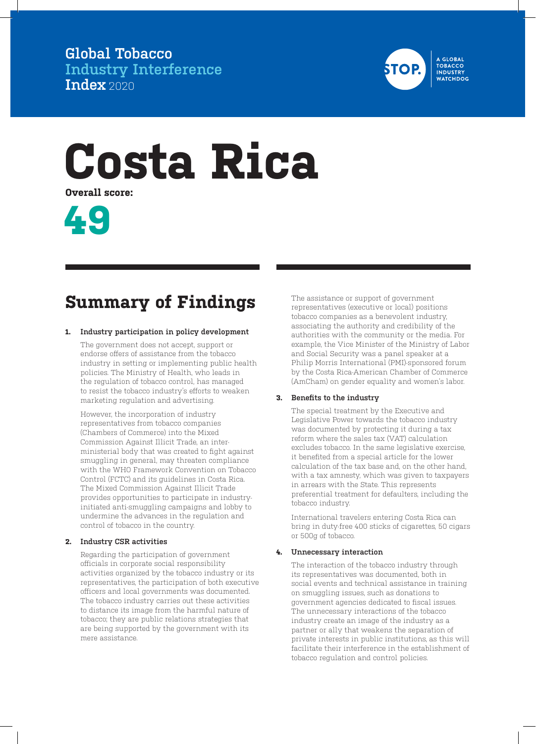Global Tobacco
Industry Interference
Index 2020

STOP. A GLOBAL TOBACCO INDUSTRY WATCHDOG

# Costa Rica

**Overall score:**

**49**

## Summary of Findings

1. **Industry participation in policy development**

   The government does not accept, support or endorse offers of assistance from the tobacco industry in setting or implementing public health policies. The Ministry of Health, who leads in the regulation of tobacco control, has managed to resist the tobacco industry's efforts to weaken marketing regulation and advertising.

   However, the incorporation of industry representatives from tobacco companies (Chambers of Commerce) into the Mixed Commission Against Illicit Trade, an inter-ministerial body that was created to fight against smuggling in general, may threaten compliance with the WHO Framework Convention on Tobacco Control (FCTC) and its guidelines in Costa Rica. The Mixed Commission Against Illicit Trade provides opportunities to participate in industry-initiated anti-smuggling campaigns and lobby to undermine the advances in the regulation and control of tobacco in the country.

2. **Industry CSR activities**

   Regarding the participation of government officials in corporate social responsibility activities organized by the tobacco industry or its representatives, the participation of both executive officers and local governments was documented. The tobacco industry carries out these activities to distance its image from the harmful nature of tobacco; they are public relations strategies that are being supported by the government with its mere assistance.

   The assistance or support of government representatives (executive or local) positions tobacco companies as a benevolent industry, associating the authority and credibility of the authorities with the community or the media. For example, the Vice Minister of the Ministry of Labor and Social Security was a panel speaker at a Philip Morris International (PMI)-sponsored forum by the Costa Rica-American Chamber of Commerce (AmCham) on gender equality and women's labor.

3. **Benefits to the industry**

   The special treatment by the Executive and Legislative Power towards the tobacco industry was documented by protecting it during a tax reform where the sales tax (VAT) calculation excludes tobacco. In the same legislative exercise, it benefited from a special article for the lower calculation of the tax base and, on the other hand, with a tax amnesty, which was given to taxpayers in arrears with the State. This represents preferential treatment for defaulters, including the tobacco industry.

   International travelers entering Costa Rica can bring in duty-free 400 sticks of cigarettes, 50 cigars or 500g of tobacco.

4. **Unnecessary interaction**

   The interaction of the tobacco industry through its representatives was documented, both in social events and technical assistance in training on smuggling issues, such as donations to government agencies dedicated to fiscal issues. The unnecessary interactions of the tobacco industry create an image of the industry as a partner or ally that weakens the separation of private interests in public institutions, as this will facilitate their interference in the establishment of tobacco regulation and control policies.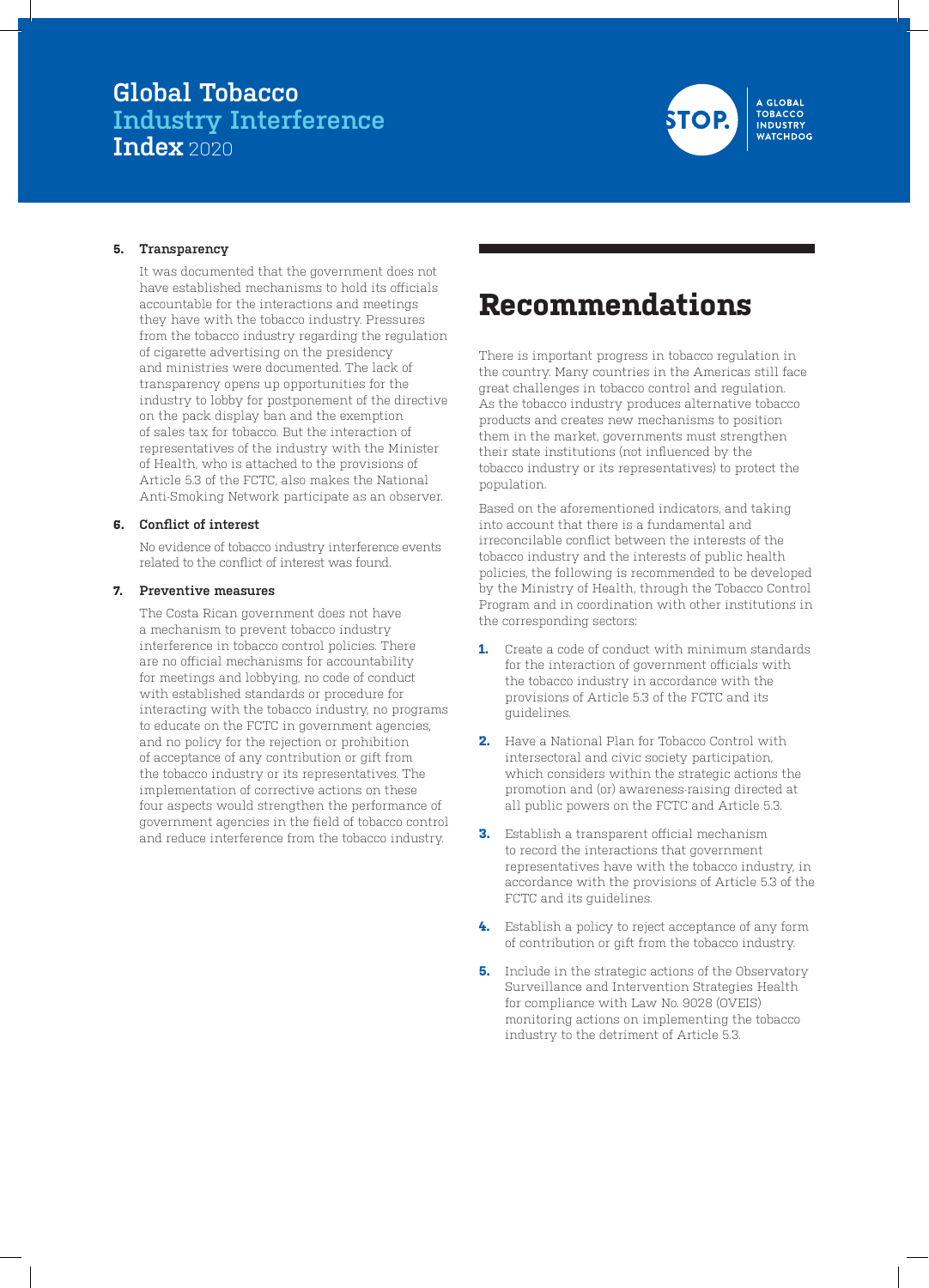**5. Transparency**

It was documented that the government does not have established mechanisms to hold its officials accountable for the interactions and meetings they have with the tobacco industry. Pressures from the tobacco industry regarding the regulation of cigarette advertising on the presidency and ministries were documented. The lack of transparency opens up opportunities for the industry to lobby for postponement of the directive on the pack display ban and the exemption of sales tax for tobacco. But the interaction of representatives of the industry with the Minister of Health, who is attached to the provisions of Article 5.3 of the FCTC, also makes the National Anti-Smoking Network participate as an observer.

**6. Conflict of interest**

No evidence of tobacco industry interference events related to the conflict of interest was found.

**7. Preventive measures**

The Costa Rican government does not have a mechanism to prevent tobacco industry interference in tobacco control policies. There are no official mechanisms for accountability for meetings and lobbying, no code of conduct with established standards or procedure for interacting with the tobacco industry, no programs to educate on the FCTC in government agencies, and no policy for the rejection or prohibition of acceptance of any contribution or gift from the tobacco industry or its representatives. The implementation of corrective actions on these four aspects would strengthen the performance of government agencies in the field of tobacco control and reduce interference from the tobacco industry.

# Recommendations

There is important progress in tobacco regulation in the country. Many countries in the Americas still face great challenges in tobacco control and regulation. As the tobacco industry produces alternative tobacco products and creates new mechanisms to position them in the market, governments must strengthen their state institutions (not influenced by the tobacco industry or its representatives) to protect the population.

Based on the aforementioned indicators, and taking into account that there is a fundamental and irreconcilable conflict between the interests of the tobacco industry and the interests of public health policies, the following is recommended to be developed by the Ministry of Health, through the Tobacco Control Program and in coordination with other institutions in the corresponding sectors:

1. Create a code of conduct with minimum standards for the interaction of government officials with the tobacco industry in accordance with the provisions of Article 5.3 of the FCTC and its guidelines.
2. Have a National Plan for Tobacco Control with intersectoral and civic society participation, which considers within the strategic actions the promotion and (or) awareness-raising directed at all public powers on the FCTC and Article 5.3.
3. Establish a transparent official mechanism to record the interactions that government representatives have with the tobacco industry, in accordance with the provisions of Article 5.3 of the FCTC and its guidelines.
4. Establish a policy to reject acceptance of any form of contribution or gift from the tobacco industry.
5. Include in the strategic actions of the Observatory Surveillance and Intervention Strategies Health for compliance with Law No. 9028 (OVEIS) monitoring actions on implementing the tobacco industry to the detriment of Article 5.3.